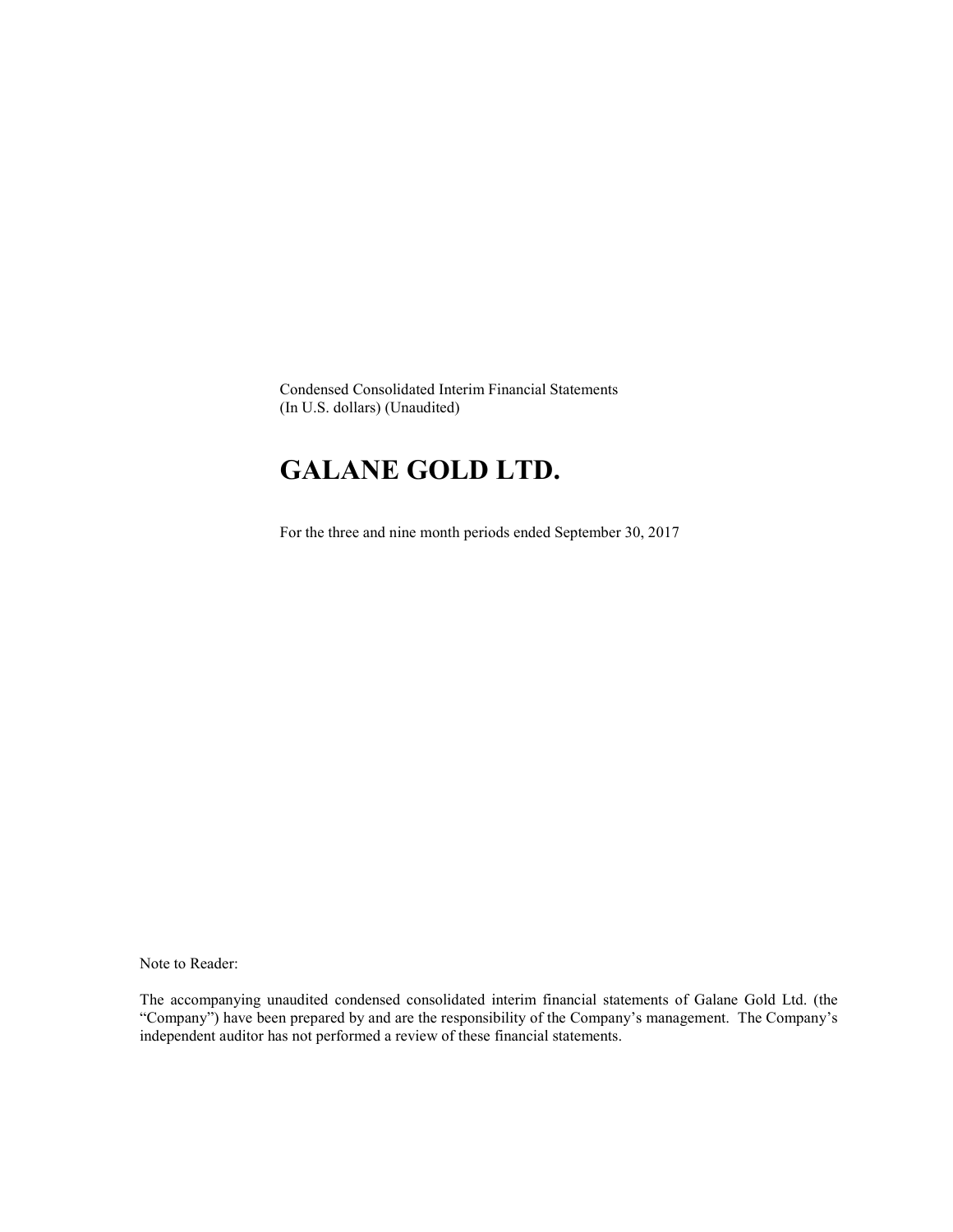Condensed Consolidated Interim Financial Statements
(In U.S. dollars) (Unaudited)

# GALANE GOLD LTD.

For the three and nine month periods ended September 30, 2017

Note to Reader:

The accompanying unaudited condensed consolidated interim financial statements of Galane Gold Ltd. (the "Company") have been prepared by and are the responsibility of the Company's management. The Company's independent auditor has not performed a review of these financial statements.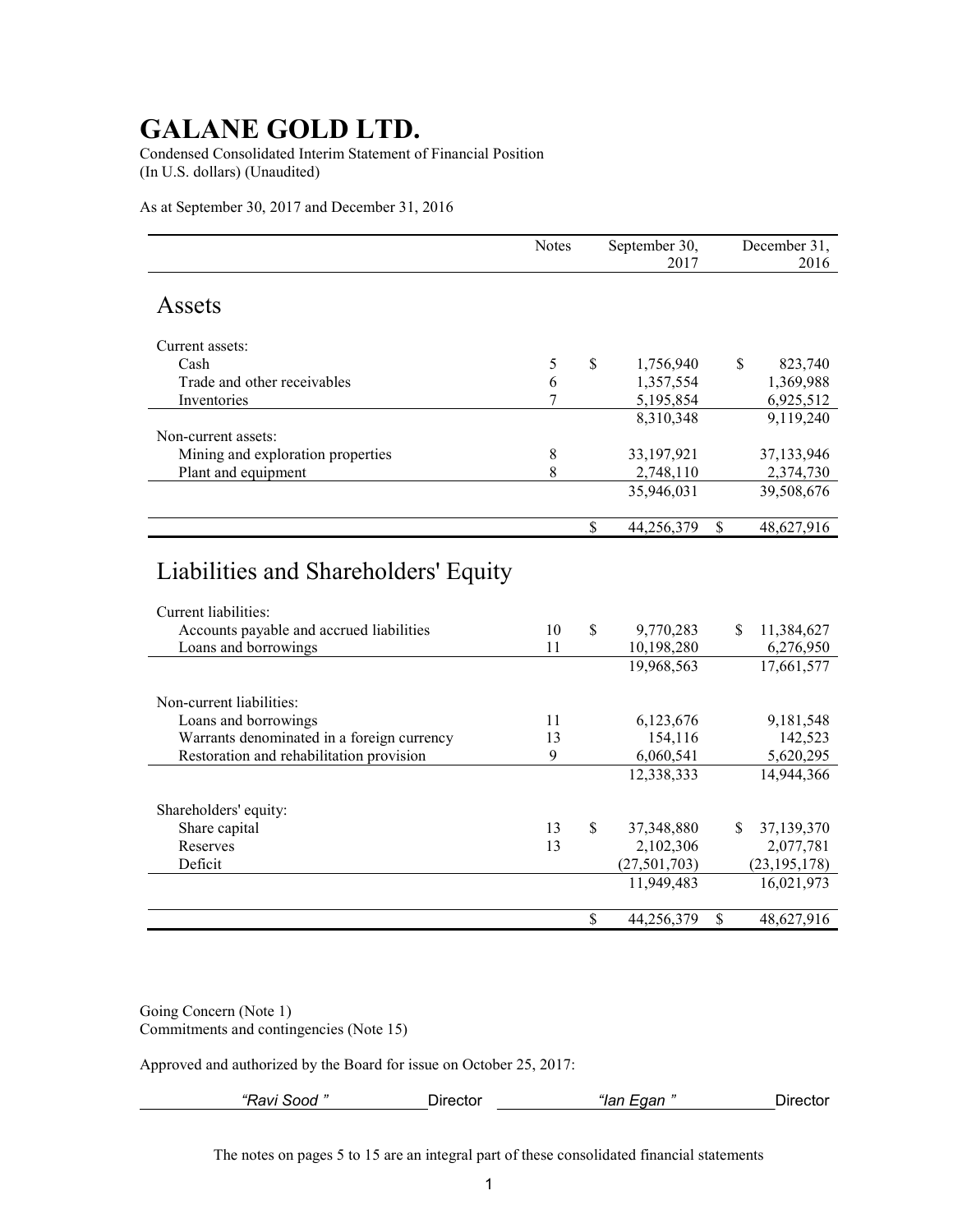# GALANE GOLD LTD.

Condensed Consolidated Interim Statement of Financial Position
(In U.S. dollars) (Unaudited)

As at September 30, 2017 and December 31, 2016

| | Notes | September 30, 2017 | December 31, 2016 |
|---|---|---|---|
| **Assets** | | | |
| Current assets: | | | |
| Cash | 5 | $ 1,756,940 | $ 823,740 |
| Trade and other receivables | 6 | 1,357,554 | 1,369,988 |
| Inventories | 7 | 5,195,854 | 6,925,512 |
| | | 8,310,348 | 9,119,240 |
| Non-current assets: | | | |
| Mining and exploration properties | 8 | 33,197,921 | 37,133,946 |
| Plant and equipment | 8 | 2,748,110 | 2,374,730 |
| | | 35,946,031 | 39,508,676 |
| | | $ 44,256,379 | $ 48,627,916 |
| **Liabilities and Shareholders' Equity** | | | |
| Current liabilities: | | | |
| Accounts payable and accrued liabilities | 10 | $ 9,770,283 | $ 11,384,627 |
| Loans and borrowings | 11 | 10,198,280 | 6,276,950 |
| | | 19,968,563 | 17,661,577 |
| Non-current liabilities: | | | |
| Loans and borrowings | 11 | 6,123,676 | 9,181,548 |
| Warrants denominated in a foreign currency | 13 | 154,116 | 142,523 |
| Restoration and rehabilitation provision | 9 | 6,060,541 | 5,620,295 |
| | | 12,338,333 | 14,944,366 |
| Shareholders' equity: | | | |
| Share capital | 13 | $ 37,348,880 | $ 37,139,370 |
| Reserves | 13 | 2,102,306 | 2,077,781 |
| Deficit | | (27,501,703) | (23,195,178) |
| | | 11,949,483 | 16,021,973 |
| | | $ 44,256,379 | $ 48,627,916 |

Going Concern (Note 1)
Commitments and contingencies (Note 15)

Approved and authorized by the Board for issue on October 25, 2017:

*"Ravi Sood "* Director *"Ian Egan "* Director

The notes on pages 5 to 15 are an integral part of these consolidated financial statements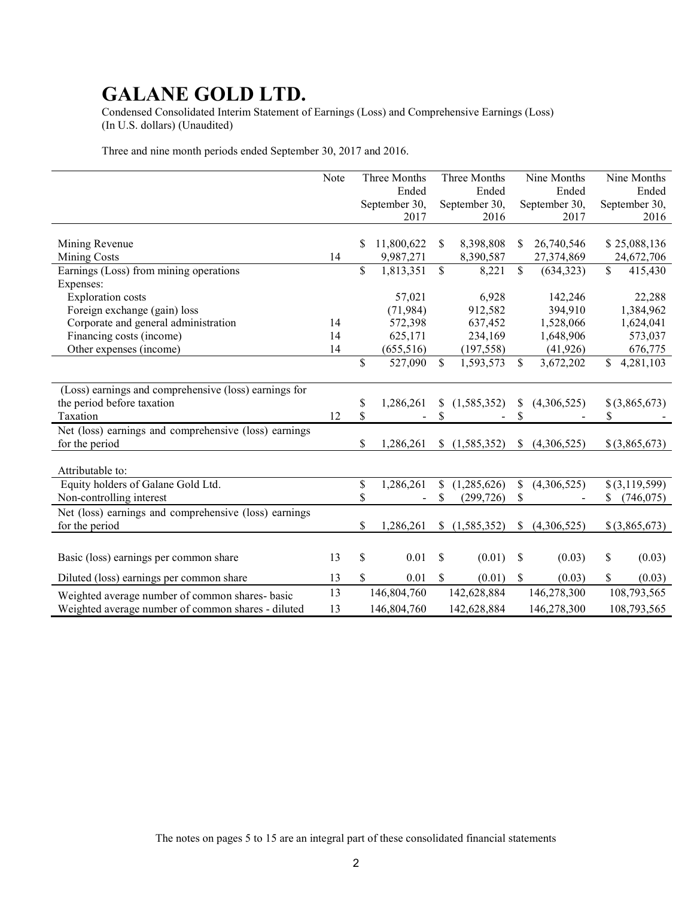# GALANE GOLD LTD.

Condensed Consolidated Interim Statement of Earnings (Loss) and Comprehensive Earnings (Loss)
(In U.S. dollars) (Unaudited)

Three and nine month periods ended September 30, 2017 and 2016.

| | Note | Three Months Ended September 30, 2017 | Three Months Ended September 30, 2016 | Nine Months Ended September 30, 2017 | Nine Months Ended September 30, 2016 |
|---|---|---|---|---|---|
| Mining Revenue | | $ 11,800,622 | $ 8,398,808 | $ 26,740,546 | $ 25,088,136 |
| Mining Costs | 14 | 9,987,271 | 8,390,587 | 27,374,869 | 24,672,706 |
| Earnings (Loss) from mining operations | | $ 1,813,351 | $ 8,221 | $ (634,323) | $ 415,430 |
| Expenses: | | | | | |
| Exploration costs | | 57,021 | 6,928 | 142,246 | 22,288 |
| Foreign exchange (gain) loss | | (71,984) | 912,582 | 394,910 | 1,384,962 |
| Corporate and general administration | 14 | 572,398 | 637,452 | 1,528,066 | 1,624,041 |
| Financing costs (income) | 14 | 625,171 | 234,169 | 1,648,906 | 573,037 |
| Other expenses (income) | 14 | (655,516) | (197,558) | (41,926) | 676,775 |
| | | $ 527,090 | $ 1,593,573 | $ 3,672,202 | $ 4,281,103 |
| (Loss) earnings and comprehensive (loss) earnings for the period before taxation | | $ 1,286,261 | $ (1,585,352) | $ (4,306,525) | $ (3,865,673) |
| Taxation | 12 | $ - | $ - | $ - | $ - |
| Net (loss) earnings and comprehensive (loss) earnings for the period | | $ 1,286,261 | $ (1,585,352) | $ (4,306,525) | $ (3,865,673) |
| Attributable to: | | | | | |
| Equity holders of Galane Gold Ltd. | | $ 1,286,261 | $ (1,285,626) | $ (4,306,525) | $ (3,119,599) |
| Non-controlling interest | | $ - | $ (299,726) | $ - | $ (746,075) |
| Net (loss) earnings and comprehensive (loss) earnings for the period | | $ 1,286,261 | $ (1,585,352) | $ (4,306,525) | $ (3,865,673) |
| Basic (loss) earnings per common share | 13 | $ 0.01 | $ (0.01) | $ (0.03) | $ (0.03) |
| Diluted (loss) earnings per common share | 13 | $ 0.01 | $ (0.01) | $ (0.03) | $ (0.03) |
| Weighted average number of common shares- basic | 13 | 146,804,760 | 142,628,884 | 146,278,300 | 108,793,565 |
| Weighted average number of common shares - diluted | 13 | 146,804,760 | 142,628,884 | 146,278,300 | 108,793,565 |

The notes on pages 5 to 15 are an integral part of these consolidated financial statements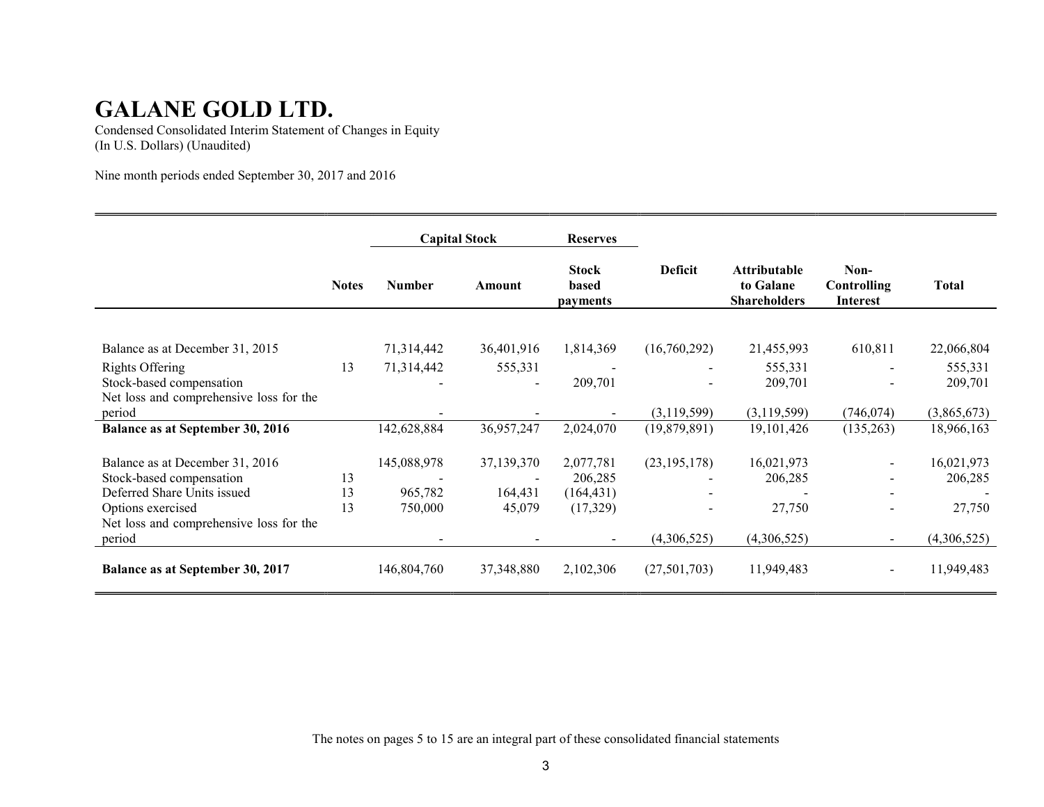# GALANE GOLD LTD.

Condensed Consolidated Interim Statement of Changes in Equity
(In U.S. Dollars) (Unaudited)

Nine month periods ended September 30, 2017 and 2016

| | | Capital Stock | | Reserves | | | | |
|---|---|---|---|---|---|---|---|---|
| | **Notes** | **Number** | **Amount** | **Stock based payments** | **Deficit** | **Attributable to Galane Shareholders** | **Non-Controlling Interest** | **Total** |
| Balance as at December 31, 2015 | | 71,314,442 | 36,401,916 | 1,814,369 | (16,760,292) | 21,455,993 | 610,811 | 22,066,804 |
| Rights Offering | 13 | 71,314,442 | 555,331 | - | - | 555,331 | - | 555,331 |
| Stock-based compensation | | - | - | 209,701 | - | 209,701 | - | 209,701 |
| Net loss and comprehensive loss for the period | | - | - | - | (3,119,599) | (3,119,599) | (746,074) | (3,865,673) |
| **Balance as at September 30, 2016** | | 142,628,884 | 36,957,247 | 2,024,070 | (19,879,891) | 19,101,426 | (135,263) | 18,966,163 |
| Balance as at December 31, 2016 | | 145,088,978 | 37,139,370 | 2,077,781 | (23,195,178) | 16,021,973 | - | 16,021,973 |
| Stock-based compensation | 13 | - | - | 206,285 | - | 206,285 | - | 206,285 |
| Deferred Share Units issued | 13 | 965,782 | 164,431 | (164,431) | - | - | - | - |
| Options exercised | 13 | 750,000 | 45,079 | (17,329) | - | 27,750 | - | 27,750 |
| Net loss and comprehensive loss for the period | | - | - | - | (4,306,525) | (4,306,525) | - | (4,306,525) |
| **Balance as at September 30, 2017** | | 146,804,760 | 37,348,880 | 2,102,306 | (27,501,703) | 11,949,483 | - | 11,949,483 |

The notes on pages 5 to 15 are an integral part of these consolidated financial statements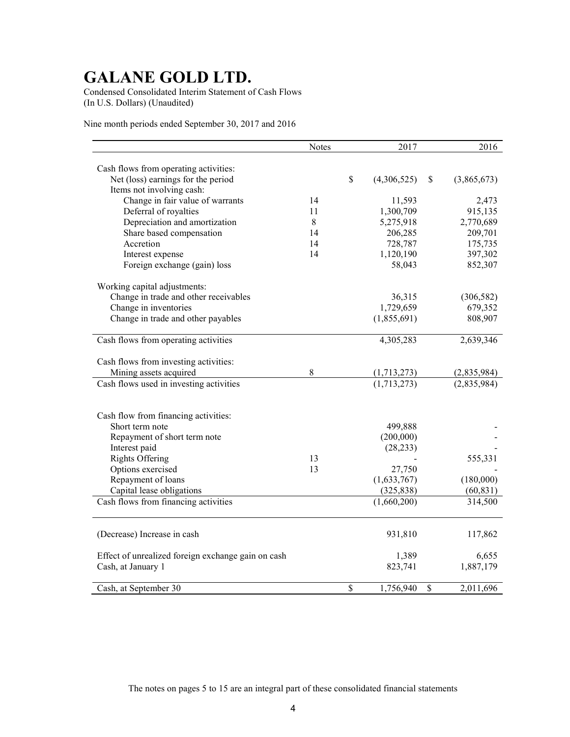# GALANE GOLD LTD.

Condensed Consolidated Interim Statement of Cash Flows
(In U.S. Dollars) (Unaudited)

Nine month periods ended September 30, 2017 and 2016

| | Notes | 2017 | 2016 |
|---|---|---|---|
| Cash flows from operating activities: | | | |
| Net (loss) earnings for the period | | $ (4,306,525) | $ (3,865,673) |
| Items not involving cash: | | | |
| Change in fair value of warrants | 14 | 11,593 | 2,473 |
| Deferral of royalties | 11 | 1,300,709 | 915,135 |
| Depreciation and amortization | 8 | 5,275,918 | 2,770,689 |
| Share based compensation | 14 | 206,285 | 209,701 |
| Accretion | 14 | 728,787 | 175,735 |
| Interest expense | 14 | 1,120,190 | 397,302 |
| Foreign exchange (gain) loss | | 58,043 | 852,307 |
| Working capital adjustments: | | | |
| Change in trade and other receivables | | 36,315 | (306,582) |
| Change in inventories | | 1,729,659 | 679,352 |
| Change in trade and other payables | | (1,855,691) | 808,907 |
| Cash flows from operating activities | | 4,305,283 | 2,639,346 |
| Cash flows from investing activities: | | | |
| Mining assets acquired | 8 | (1,713,273) | (2,835,984) |
| Cash flows used in investing activities | | (1,713,273) | (2,835,984) |
| Cash flow from financing activities: | | | |
| Short term note | | 499,888 | - |
| Repayment of short term note | | (200,000) | - |
| Interest paid | | (28,233) | - |
| Rights Offering | 13 | - | 555,331 |
| Options exercised | 13 | 27,750 | - |
| Repayment of loans | | (1,633,767) | (180,000) |
| Capital lease obligations | | (325,838) | (60,831) |
| Cash flows from financing activities | | (1,660,200) | 314,500 |
| (Decrease) Increase in cash | | 931,810 | 117,862 |
| Effect of unrealized foreign exchange gain on cash | | 1,389 | 6,655 |
| Cash, at January 1 | | 823,741 | 1,887,179 |
| Cash, at September 30 | | $ 1,756,940 | $ 2,011,696 |

The notes on pages 5 to 15 are an integral part of these consolidated financial statements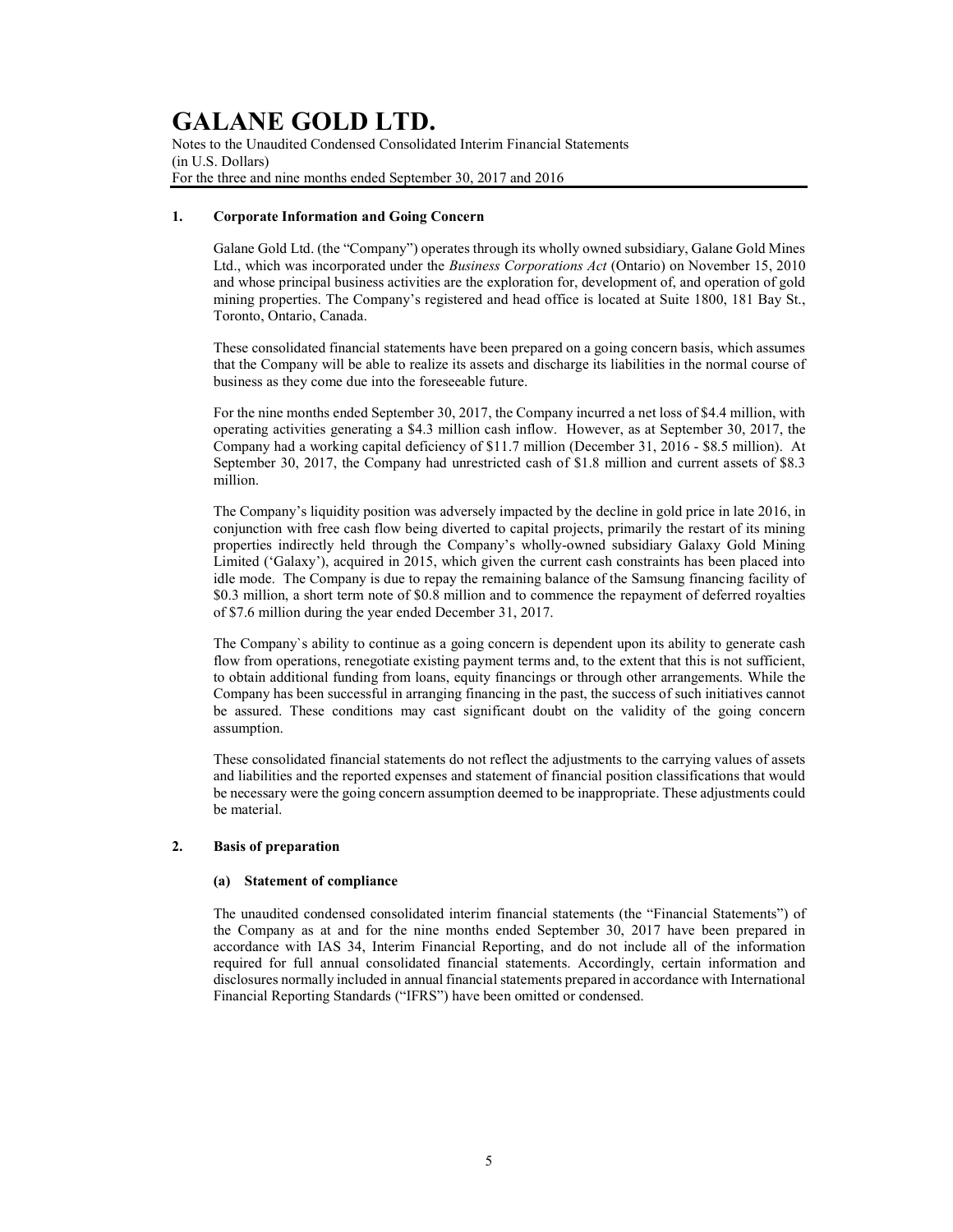# GALANE GOLD LTD.

Notes to the Unaudited Condensed Consolidated Interim Financial Statements
(in U.S. Dollars)
For the three and nine months ended September 30, 2017 and 2016

## 1. Corporate Information and Going Concern

Galane Gold Ltd. (the "Company") operates through its wholly owned subsidiary, Galane Gold Mines Ltd., which was incorporated under the *Business Corporations Act* (Ontario) on November 15, 2010 and whose principal business activities are the exploration for, development of, and operation of gold mining properties. The Company's registered and head office is located at Suite 1800, 181 Bay St., Toronto, Ontario, Canada.

These consolidated financial statements have been prepared on a going concern basis, which assumes that the Company will be able to realize its assets and discharge its liabilities in the normal course of business as they come due into the foreseeable future.

For the nine months ended September 30, 2017, the Company incurred a net loss of $4.4 million, with operating activities generating a $4.3 million cash inflow. However, as at September 30, 2017, the Company had a working capital deficiency of $11.7 million (December 31, 2016 - $8.5 million). At September 30, 2017, the Company had unrestricted cash of $1.8 million and current assets of $8.3 million.

The Company's liquidity position was adversely impacted by the decline in gold price in late 2016, in conjunction with free cash flow being diverted to capital projects, primarily the restart of its mining properties indirectly held through the Company's wholly-owned subsidiary Galaxy Gold Mining Limited ('Galaxy'), acquired in 2015, which given the current cash constraints has been placed into idle mode. The Company is due to repay the remaining balance of the Samsung financing facility of $0.3 million, a short term note of $0.8 million and to commence the repayment of deferred royalties of $7.6 million during the year ended December 31, 2017.

The Company`s ability to continue as a going concern is dependent upon its ability to generate cash flow from operations, renegotiate existing payment terms and, to the extent that this is not sufficient, to obtain additional funding from loans, equity financings or through other arrangements. While the Company has been successful in arranging financing in the past, the success of such initiatives cannot be assured. These conditions may cast significant doubt on the validity of the going concern assumption.

These consolidated financial statements do not reflect the adjustments to the carrying values of assets and liabilities and the reported expenses and statement of financial position classifications that would be necessary were the going concern assumption deemed to be inappropriate. These adjustments could be material.

## 2. Basis of preparation

### (a) Statement of compliance

The unaudited condensed consolidated interim financial statements (the "Financial Statements") of the Company as at and for the nine months ended September 30, 2017 have been prepared in accordance with IAS 34, Interim Financial Reporting, and do not include all of the information required for full annual consolidated financial statements. Accordingly, certain information and disclosures normally included in annual financial statements prepared in accordance with International Financial Reporting Standards ("IFRS") have been omitted or condensed.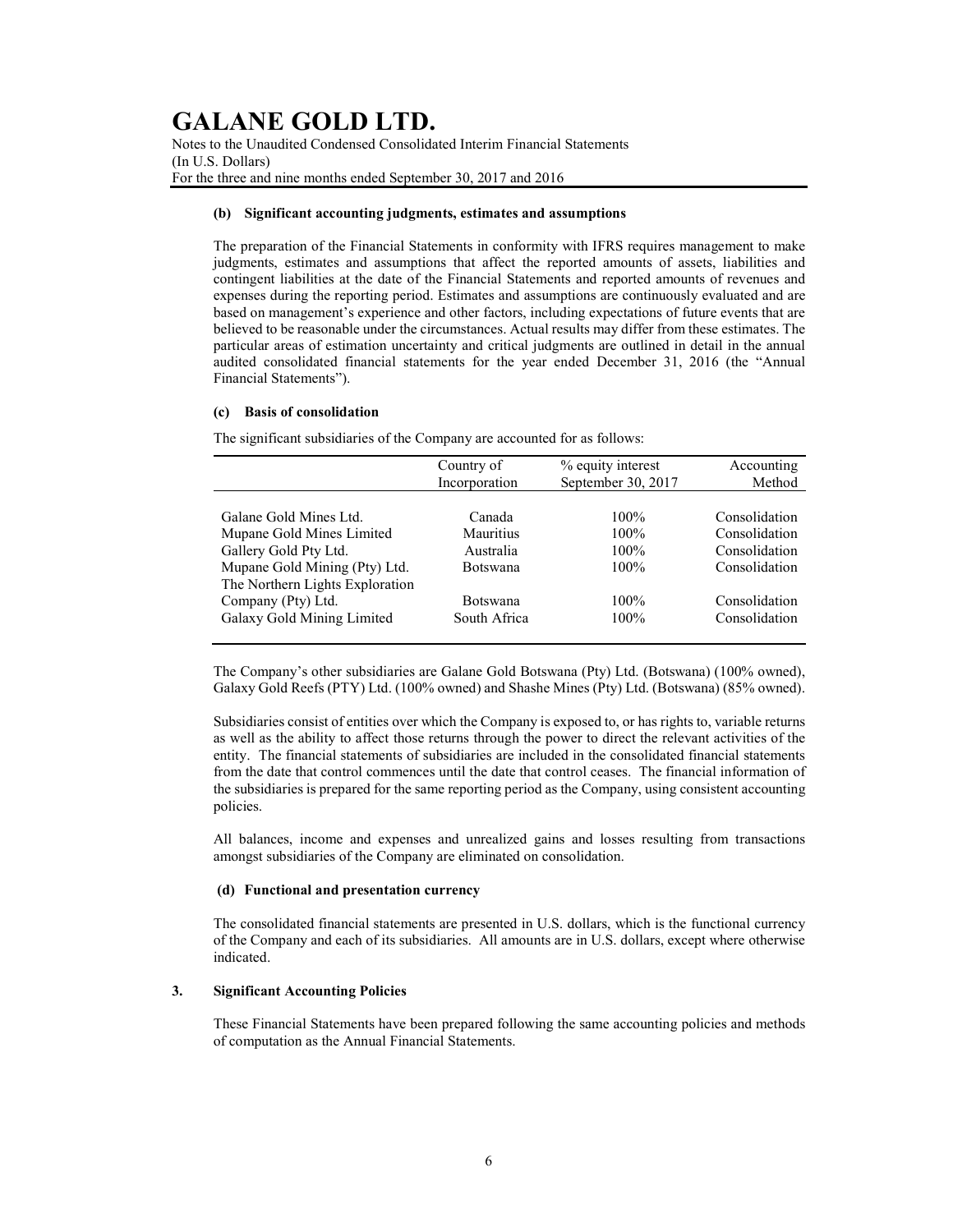#### (b) Significant accounting judgments, estimates and assumptions

The preparation of the Financial Statements in conformity with IFRS requires management to make judgments, estimates and assumptions that affect the reported amounts of assets, liabilities and contingent liabilities at the date of the Financial Statements and reported amounts of revenues and expenses during the reporting period. Estimates and assumptions are continuously evaluated and are based on management's experience and other factors, including expectations of future events that are believed to be reasonable under the circumstances. Actual results may differ from these estimates. The particular areas of estimation uncertainty and critical judgments are outlined in detail in the annual audited consolidated financial statements for the year ended December 31, 2016 (the "Annual Financial Statements").

#### (c) Basis of consolidation

The significant subsidiaries of the Company are accounted for as follows:

| | Country of Incorporation | % equity interest September 30, 2017 | Accounting Method |
|---|---|---|---|
| Galane Gold Mines Ltd. | Canada | 100% | Consolidation |
| Mupane Gold Mines Limited | Mauritius | 100% | Consolidation |
| Gallery Gold Pty Ltd. | Australia | 100% | Consolidation |
| Mupane Gold Mining (Pty) Ltd. | Botswana | 100% | Consolidation |
| The Northern Lights Exploration Company (Pty) Ltd. | Botswana | 100% | Consolidation |
| Galaxy Gold Mining Limited | South Africa | 100% | Consolidation |

The Company's other subsidiaries are Galane Gold Botswana (Pty) Ltd. (Botswana) (100% owned), Galaxy Gold Reefs (PTY) Ltd. (100% owned) and Shashe Mines (Pty) Ltd. (Botswana) (85% owned).

Subsidiaries consist of entities over which the Company is exposed to, or has rights to, variable returns as well as the ability to affect those returns through the power to direct the relevant activities of the entity. The financial statements of subsidiaries are included in the consolidated financial statements from the date that control commences until the date that control ceases. The financial information of the subsidiaries is prepared for the same reporting period as the Company, using consistent accounting policies.

All balances, income and expenses and unrealized gains and losses resulting from transactions amongst subsidiaries of the Company are eliminated on consolidation.

#### (d) Functional and presentation currency

The consolidated financial statements are presented in U.S. dollars, which is the functional currency of the Company and each of its subsidiaries. All amounts are in U.S. dollars, except where otherwise indicated.

### 3. Significant Accounting Policies

These Financial Statements have been prepared following the same accounting policies and methods of computation as the Annual Financial Statements.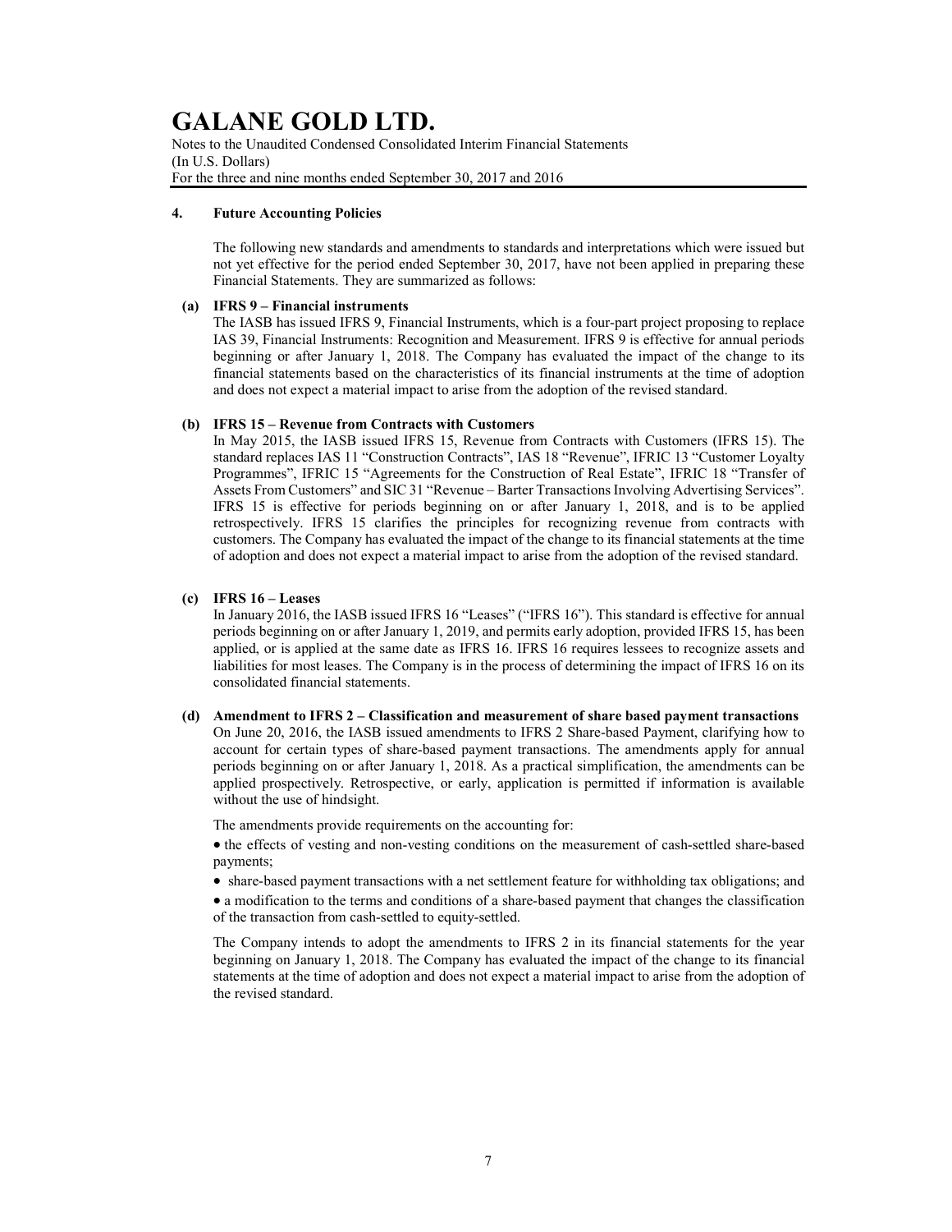# GALANE GOLD LTD.

Notes to the Unaudited Condensed Consolidated Interim Financial Statements
(In U.S. Dollars)
For the three and nine months ended September 30, 2017 and 2016

## 4. Future Accounting Policies

The following new standards and amendments to standards and interpretations which were issued but not yet effective for the period ended September 30, 2017, have not been applied in preparing these Financial Statements. They are summarized as follows:

**(a) IFRS 9 – Financial instruments**

The IASB has issued IFRS 9, Financial Instruments, which is a four-part project proposing to replace IAS 39, Financial Instruments: Recognition and Measurement. IFRS 9 is effective for annual periods beginning or after January 1, 2018. The Company has evaluated the impact of the change to its financial statements based on the characteristics of its financial instruments at the time of adoption and does not expect a material impact to arise from the adoption of the revised standard.

**(b) IFRS 15 – Revenue from Contracts with Customers**

In May 2015, the IASB issued IFRS 15, Revenue from Contracts with Customers (IFRS 15). The standard replaces IAS 11 "Construction Contracts", IAS 18 "Revenue", IFRIC 13 "Customer Loyalty Programmes", IFRIC 15 "Agreements for the Construction of Real Estate", IFRIC 18 "Transfer of Assets From Customers" and SIC 31 "Revenue – Barter Transactions Involving Advertising Services". IFRS 15 is effective for periods beginning on or after January 1, 2018, and is to be applied retrospectively. IFRS 15 clarifies the principles for recognizing revenue from contracts with customers. The Company has evaluated the impact of the change to its financial statements at the time of adoption and does not expect a material impact to arise from the adoption of the revised standard.

**(c) IFRS 16 – Leases**

In January 2016, the IASB issued IFRS 16 "Leases" ("IFRS 16"). This standard is effective for annual periods beginning on or after January 1, 2019, and permits early adoption, provided IFRS 15, has been applied, or is applied at the same date as IFRS 16. IFRS 16 requires lessees to recognize assets and liabilities for most leases. The Company is in the process of determining the impact of IFRS 16 on its consolidated financial statements.

**(d) Amendment to IFRS 2 – Classification and measurement of share based payment transactions**

On June 20, 2016, the IASB issued amendments to IFRS 2 Share-based Payment, clarifying how to account for certain types of share-based payment transactions. The amendments apply for annual periods beginning on or after January 1, 2018. As a practical simplification, the amendments can be applied prospectively. Retrospective, or early, application is permitted if information is available without the use of hindsight.

The amendments provide requirements on the accounting for:

- the effects of vesting and non-vesting conditions on the measurement of cash-settled share-based payments;
- share-based payment transactions with a net settlement feature for withholding tax obligations; and
- a modification to the terms and conditions of a share-based payment that changes the classification of the transaction from cash-settled to equity-settled.

The Company intends to adopt the amendments to IFRS 2 in its financial statements for the year beginning on January 1, 2018. The Company has evaluated the impact of the change to its financial statements at the time of adoption and does not expect a material impact to arise from the adoption of the revised standard.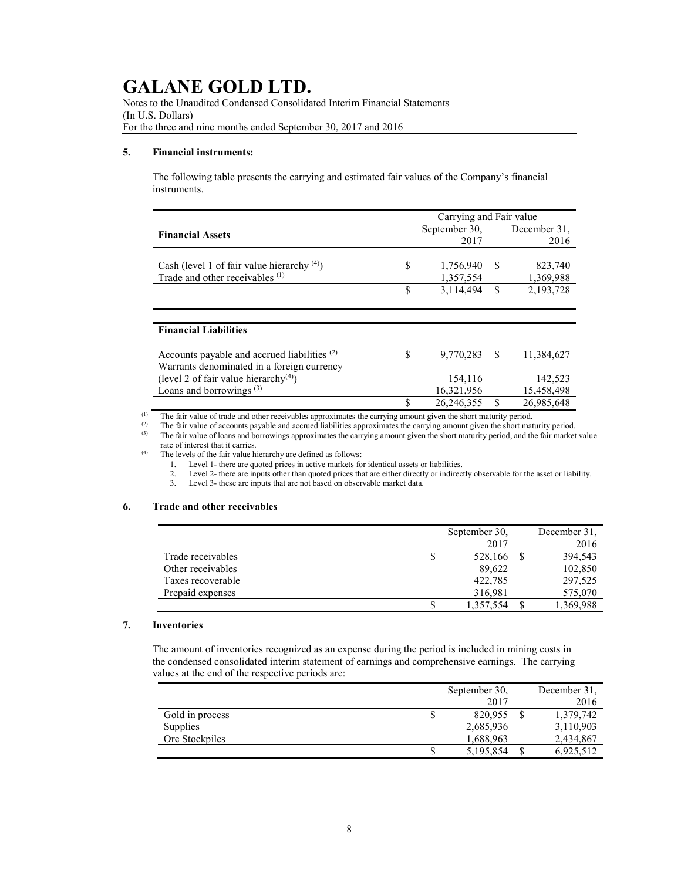### 5. Financial instruments:

The following table presents the carrying and estimated fair values of the Company's financial instruments.

| Financial Assets | Carrying and Fair value September 30, 2017 | December 31, 2016 |
|---|---|---|
| Cash (level 1 of fair value hierarchy [(4)]) | $ 1,756,940 | $ 823,740 |
| Trade and other receivables [(1)] | 1,357,554 | 1,369,988 |
| | $ 3,114,494 | $ 2,193,728 |

| Financial Liabilities | September 30, 2017 | December 31, 2016 |
|---|---|---|
| Accounts payable and accrued liabilities [(2)] | $ 9,770,283 | $ 11,384,627 |
| Warrants denominated in a foreign currency (level 2 of fair value hierarchy[(4)]) | 154,116 | 142,523 |
| Loans and borrowings [(3)] | 16,321,956 | 15,458,498 |
| | $ 26,246,355 | $ 26,985,648 |

(1) The fair value of trade and other receivables approximates the carrying amount given the short maturity period.
(2) The fair value of accounts payable and accrued liabilities approximates the carrying amount given the short maturity period.
(3) The fair value of loans and borrowings approximates the carrying amount given the short maturity period, and the fair market value rate of interest that it carries.
(4) The levels of the fair value hierarchy are defined as follows:

1. Level 1- there are quoted prices in active markets for identical assets or liabilities.
2. Level 2- there are inputs other than quoted prices that are either directly or indirectly observable for the asset or liability.
3. Level 3- these are inputs that are not based on observable market data.

### 6. Trade and other receivables

| | September 30, 2017 | December 31, 2016 |
|---|---|---|
| Trade receivables | $ 528,166 | $ 394,543 |
| Other receivables | 89,622 | 102,850 |
| Taxes recoverable | 422,785 | 297,525 |
| Prepaid expenses | 316,981 | 575,070 |
| | $ 1,357,554 | $ 1,369,988 |

### 7. Inventories

The amount of inventories recognized as an expense during the period is included in mining costs in the condensed consolidated interim statement of earnings and comprehensive earnings. The carrying values at the end of the respective periods are:

| | September 30, 2017 | December 31, 2016 |
|---|---|---|
| Gold in process | $ 820,955 | $ 1,379,742 |
| Supplies | 2,685,936 | 3,110,903 |
| Ore Stockpiles | 1,688,963 | 2,434,867 |
| | $ 5,195,854 | $ 6,925,512 |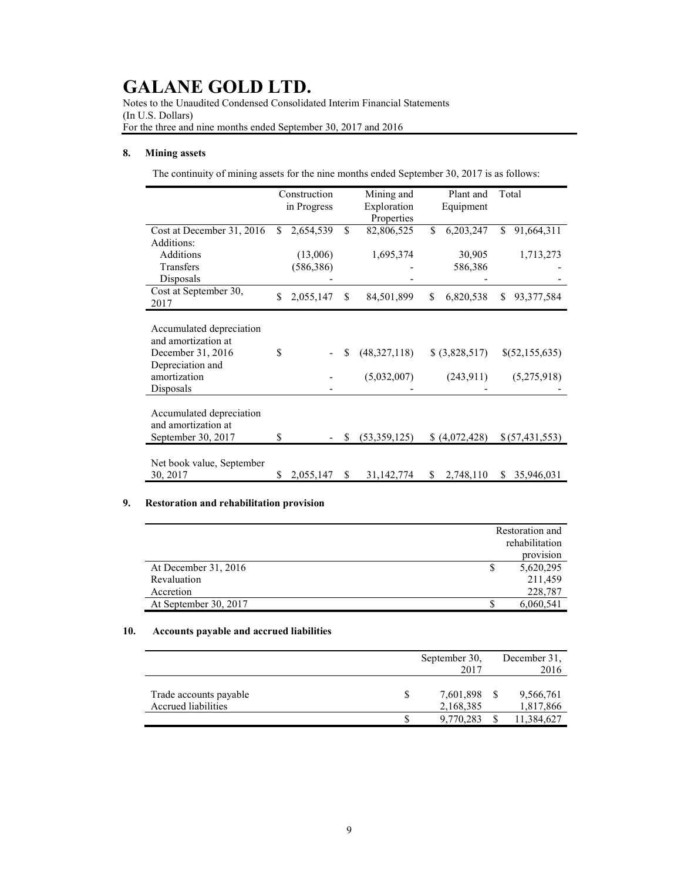# GALANE GOLD LTD.

Notes to the Unaudited Condensed Consolidated Interim Financial Statements
(In U.S. Dollars)
For the three and nine months ended September 30, 2017 and 2016

## 8. Mining assets

The continuity of mining assets for the nine months ended September 30, 2017 is as follows:

| | Construction in Progress | Mining and Exploration Properties | Plant and Equipment | Total |
|---|---|---|---|---|
| Cost at December 31, 2016 | $ 2,654,539 | $ 82,806,525 | $ 6,203,247 | $ 91,664,311 |
| Additions: | | | | |
| Additions | (13,006) | 1,695,374 | 30,905 | 1,713,273 |
| Transfers | (586,386) | - | 586,386 | - |
| Disposals | - | - | - | - |
| Cost at September 30, 2017 | $ 2,055,147 | $ 84,501,899 | $ 6,820,538 | $ 93,377,584 |
| Accumulated depreciation and amortization at December 31, 2016 | $ - | $ (48,327,118) | $ (3,828,517) | $(52,155,635) |
| Depreciation and amortization | - | (5,032,007) | (243,911) | (5,275,918) |
| Disposals | - | - | - | - |
| Accumulated depreciation and amortization at September 30, 2017 | $ - | $ (53,359,125) | $ (4,072,428) | $ (57,431,553) |
| Net book value, September 30, 2017 | $ 2,055,147 | $ 31,142,774 | $ 2,748,110 | $ 35,946,031 |

## 9. Restoration and rehabilitation provision

| | Restoration and rehabilitation provision |
|---|---|
| At December 31, 2016 | $ 5,620,295 |
| Revaluation | 211,459 |
| Accretion | 228,787 |
| At September 30, 2017 | $ 6,060,541 |

## 10. Accounts payable and accrued liabilities

| | September 30, 2017 | December 31, 2016 |
|---|---|---|
| Trade accounts payable | $ 7,601,898 | $ 9,566,761 |
| Accrued liabilities | 2,168,385 | 1,817,866 |
| | $ 9,770,283 | $ 11,384,627 |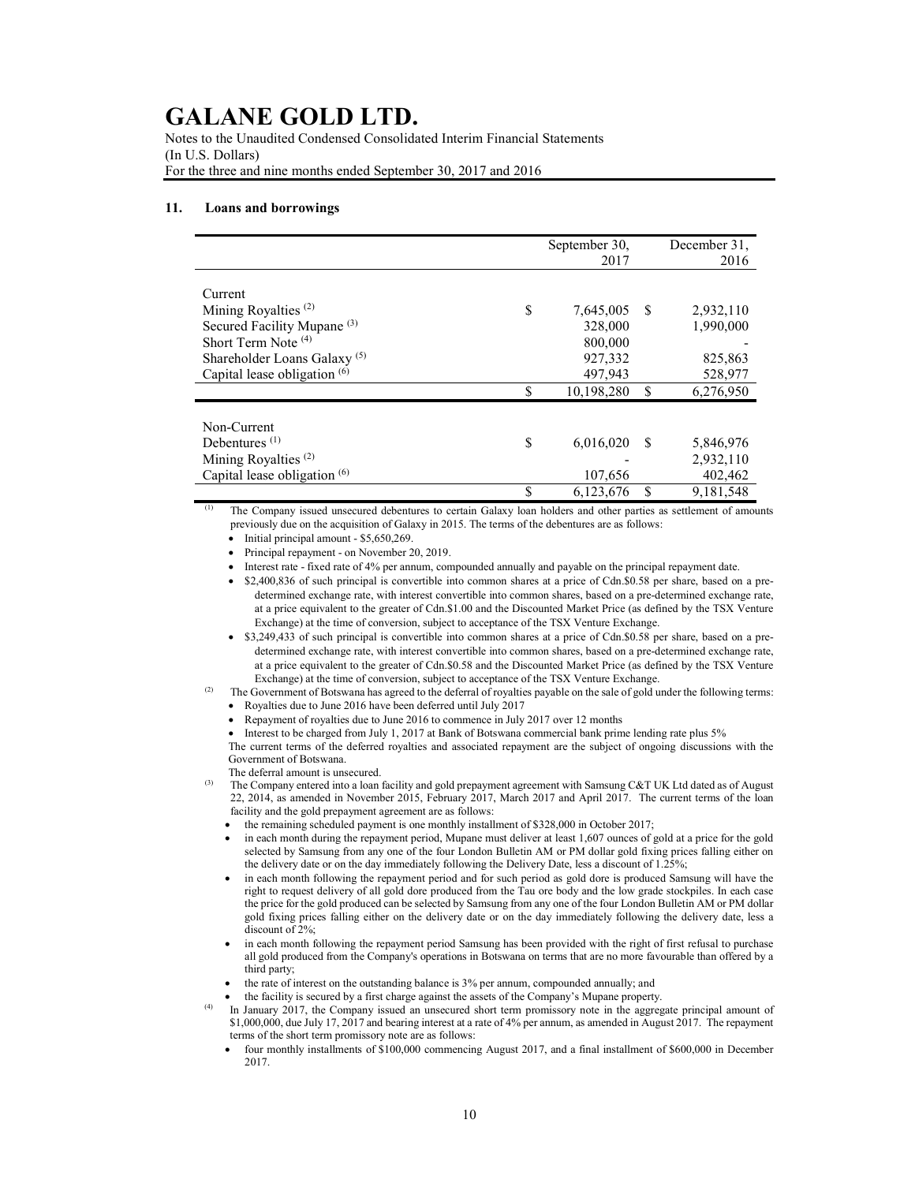# GALANE GOLD LTD.

Notes to the Unaudited Condensed Consolidated Interim Financial Statements
(In U.S. Dollars)
For the three and nine months ended September 30, 2017 and 2016

## 11. Loans and borrowings

| | September 30, 2017 | December 31, 2016 |
|---|---|---|
| **Current** | | |
| Mining Royalties [2] | $ 7,645,005 | $ 2,932,110 |
| Secured Facility Mupane [3] | 328,000 | 1,990,000 |
| Short Term Note [4] | 800,000 | - |
| Shareholder Loans Galaxy [5] | 927,332 | 825,863 |
| Capital lease obligation [6] | 497,943 | 528,977 |
| | $ 10,198,280 | $ 6,276,950 |
| **Non-Current** | | |
| Debentures [1] | $ 6,016,020 | $ 5,846,976 |
| Mining Royalties [2] | - | 2,932,110 |
| Capital lease obligation [6] | 107,656 | 402,462 |
| | $ 6,123,676 | $ 9,181,548 |

[1] The Company issued unsecured debentures to certain Galaxy loan holders and other parties as settlement of amounts previously due on the acquisition of Galaxy in 2015. The terms of the debentures are as follows:

- Initial principal amount - $5,650,269.
- Principal repayment - on November 20, 2019.
- Interest rate - fixed rate of 4% per annum, compounded annually and payable on the principal repayment date.
- $2,400,836 of such principal is convertible into common shares at a price of Cdn.$0.58 per share, based on a pre-determined exchange rate, with interest convertible into common shares, based on a pre-determined exchange rate, at a price equivalent to the greater of Cdn.$1.00 and the Discounted Market Price (as defined by the TSX Venture Exchange) at the time of conversion, subject to acceptance of the TSX Venture Exchange.
- $3,249,433 of such principal is convertible into common shares at a price of Cdn.$0.58 per share, based on a pre-determined exchange rate, with interest convertible into common shares, based on a pre-determined exchange rate, at a price equivalent to the greater of Cdn.$0.58 and the Discounted Market Price (as defined by the TSX Venture Exchange) at the time of conversion, subject to acceptance of the TSX Venture Exchange.

[2] The Government of Botswana has agreed to the deferral of royalties payable on the sale of gold under the following terms:

- Royalties due to June 2016 have been deferred until July 2017
- Repayment of royalties due to June 2016 to commence in July 2017 over 12 months
- Interest to be charged from July 1, 2017 at Bank of Botswana commercial bank prime lending rate plus 5%

The current terms of the deferred royalties and associated repayment are the subject of ongoing discussions with the Government of Botswana.

The deferral amount is unsecured.

[3] The Company entered into a loan facility and gold prepayment agreement with Samsung C&T UK Ltd dated as of August 22, 2014, as amended in November 2015, February 2017, March 2017 and April 2017. The current terms of the loan facility and the gold prepayment agreement are as follows:

- the remaining scheduled payment is one monthly installment of $328,000 in October 2017;
- in each month during the repayment period, Mupane must deliver at least 1,607 ounces of gold at a price for the gold selected by Samsung from any one of the four London Bulletin AM or PM dollar gold fixing prices falling either on the delivery date or on the day immediately following the Delivery Date, less a discount of 1.25%;
- in each month following the repayment period and for such period as gold dore is produced Samsung will have the right to request delivery of all gold dore produced from the Tau ore body and the low grade stockpiles. In each case the price for the gold produced can be selected by Samsung from any one of the four London Bulletin AM or PM dollar gold fixing prices falling either on the delivery date or on the day immediately following the delivery date, less a discount of 2%;
- in each month following the repayment period Samsung has been provided with the right of first refusal to purchase all gold produced from the Company's operations in Botswana on terms that are no more favourable than offered by a third party;
- the rate of interest on the outstanding balance is 3% per annum, compounded annually; and
- the facility is secured by a first charge against the assets of the Company's Mupane property.

[4] In January 2017, the Company issued an unsecured short term promissory note in the aggregate principal amount of $1,000,000, due July 17, 2017 and bearing interest at a rate of 4% per annum, as amended in August 2017. The repayment terms of the short term promissory note are as follows:

- four monthly installments of $100,000 commencing August 2017, and a final installment of $600,000 in December 2017.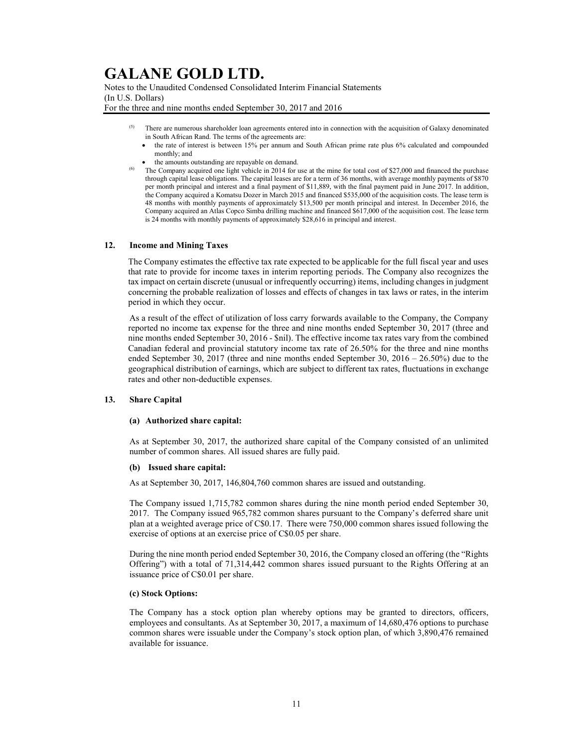(5) There are numerous shareholder loan agreements entered into in connection with the acquisition of Galaxy denominated in South African Rand. The terms of the agreements are:

- the rate of interest is between 15% per annum and South African prime rate plus 6% calculated and compounded monthly; and
- the amounts outstanding are repayable on demand.

(6) The Company acquired one light vehicle in 2014 for use at the mine for total cost of $27,000 and financed the purchase through capital lease obligations. The capital leases are for a term of 36 months, with average monthly payments of $870 per month principal and interest and a final payment of $11,889, with the final payment paid in June 2017. In addition, the Company acquired a Komatsu Dozer in March 2015 and financed $535,000 of the acquisition costs. The lease term is 48 months with monthly payments of approximately $13,500 per month principal and interest. In December 2016, the Company acquired an Atlas Copco Simba drilling machine and financed $617,000 of the acquisition cost. The lease term is 24 months with monthly payments of approximately $28,616 in principal and interest.

## 12. Income and Mining Taxes

The Company estimates the effective tax rate expected to be applicable for the full fiscal year and uses that rate to provide for income taxes in interim reporting periods. The Company also recognizes the tax impact on certain discrete (unusual or infrequently occurring) items, including changes in judgment concerning the probable realization of losses and effects of changes in tax laws or rates, in the interim period in which they occur.

As a result of the effect of utilization of loss carry forwards available to the Company, the Company reported no income tax expense for the three and nine months ended September 30, 2017 (three and nine months ended September 30, 2016 - $nil). The effective income tax rates vary from the combined Canadian federal and provincial statutory income tax rate of 26.50% for the three and nine months ended September 30, 2017 (three and nine months ended September 30, 2016 – 26.50%) due to the geographical distribution of earnings, which are subject to different tax rates, fluctuations in exchange rates and other non-deductible expenses.

## 13. Share Capital

### (a) Authorized share capital:

As at September 30, 2017, the authorized share capital of the Company consisted of an unlimited number of common shares. All issued shares are fully paid.

### (b) Issued share capital:

As at September 30, 2017, 146,804,760 common shares are issued and outstanding.

The Company issued 1,715,782 common shares during the nine month period ended September 30, 2017. The Company issued 965,782 common shares pursuant to the Company's deferred share unit plan at a weighted average price of C$0.17. There were 750,000 common shares issued following the exercise of options at an exercise price of C$0.05 per share.

During the nine month period ended September 30, 2016, the Company closed an offering (the "Rights Offering") with a total of 71,314,442 common shares issued pursuant to the Rights Offering at an issuance price of C$0.01 per share.

### (c) Stock Options:

The Company has a stock option plan whereby options may be granted to directors, officers, employees and consultants. As at September 30, 2017, a maximum of 14,680,476 options to purchase common shares were issuable under the Company's stock option plan, of which 3,890,476 remained available for issuance.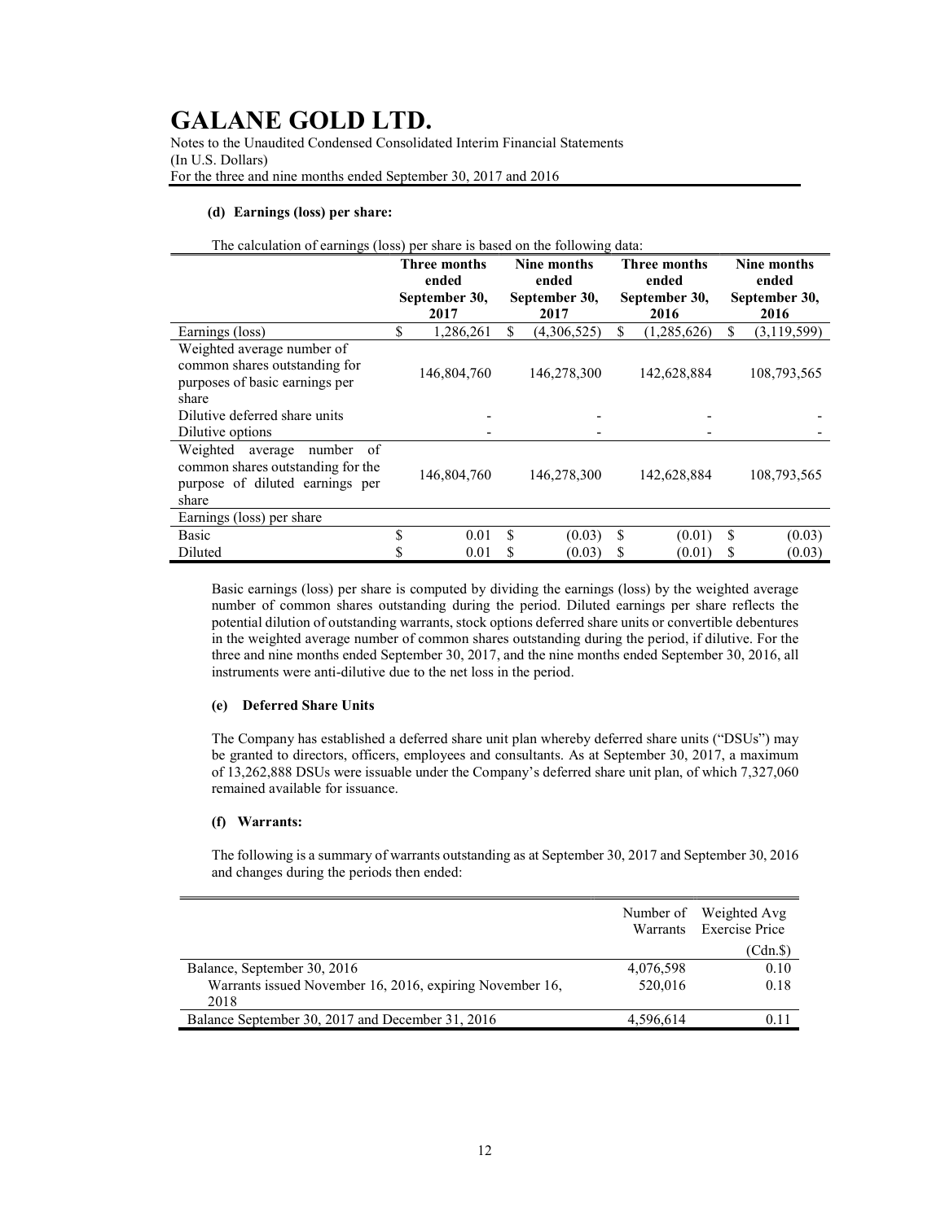# GALANE GOLD LTD.

Notes to the Unaudited Condensed Consolidated Interim Financial Statements
(In U.S. Dollars)
For the three and nine months ended September 30, 2017 and 2016

**(d) Earnings (loss) per share:**

The calculation of earnings (loss) per share is based on the following data:

| | Three months ended September 30, 2017 | Nine months ended September 30, 2017 | Three months ended September 30, 2016 | Nine months ended September 30, 2016 |
|---|---|---|---|---|
| Earnings (loss) | $ 1,286,261 | $ (4,306,525) | $ (1,285,626) | $ (3,119,599) |
| Weighted average number of common shares outstanding for purposes of basic earnings per share | 146,804,760 | 146,278,300 | 142,628,884 | 108,793,565 |
| Dilutive deferred share units | - | - | - | - |
| Dilutive options | - | - | - | - |
| Weighted average number of common shares outstanding for the purpose of diluted earnings per share | 146,804,760 | 146,278,300 | 142,628,884 | 108,793,565 |
| Earnings (loss) per share | | | | |
| Basic | $ 0.01 | $ (0.03) | $ (0.01) | $ (0.03) |
| Diluted | $ 0.01 | $ (0.03) | $ (0.01) | $ (0.03) |

Basic earnings (loss) per share is computed by dividing the earnings (loss) by the weighted average number of common shares outstanding during the period. Diluted earnings per share reflects the potential dilution of outstanding warrants, stock options deferred share units or convertible debentures in the weighted average number of common shares outstanding during the period, if dilutive. For the three and nine months ended September 30, 2017, and the nine months ended September 30, 2016, all instruments were anti-dilutive due to the net loss in the period.

**(e) Deferred Share Units**

The Company has established a deferred share unit plan whereby deferred share units ("DSUs") may be granted to directors, officers, employees and consultants. As at September 30, 2017, a maximum of 13,262,888 DSUs were issuable under the Company's deferred share unit plan, of which 7,327,060 remained available for issuance.

**(f) Warrants:**

The following is a summary of warrants outstanding as at September 30, 2017 and September 30, 2016 and changes during the periods then ended:

| | Number of Warrants | Weighted Avg Exercise Price |
|---|---|---|
| | | (Cdn.$) |
| Balance, September 30, 2016 | 4,076,598 | 0.10 |
| Warrants issued November 16, 2016, expiring November 16, 2018 | 520,016 | 0.18 |
| Balance September 30, 2017 and December 31, 2016 | 4,596,614 | 0.11 |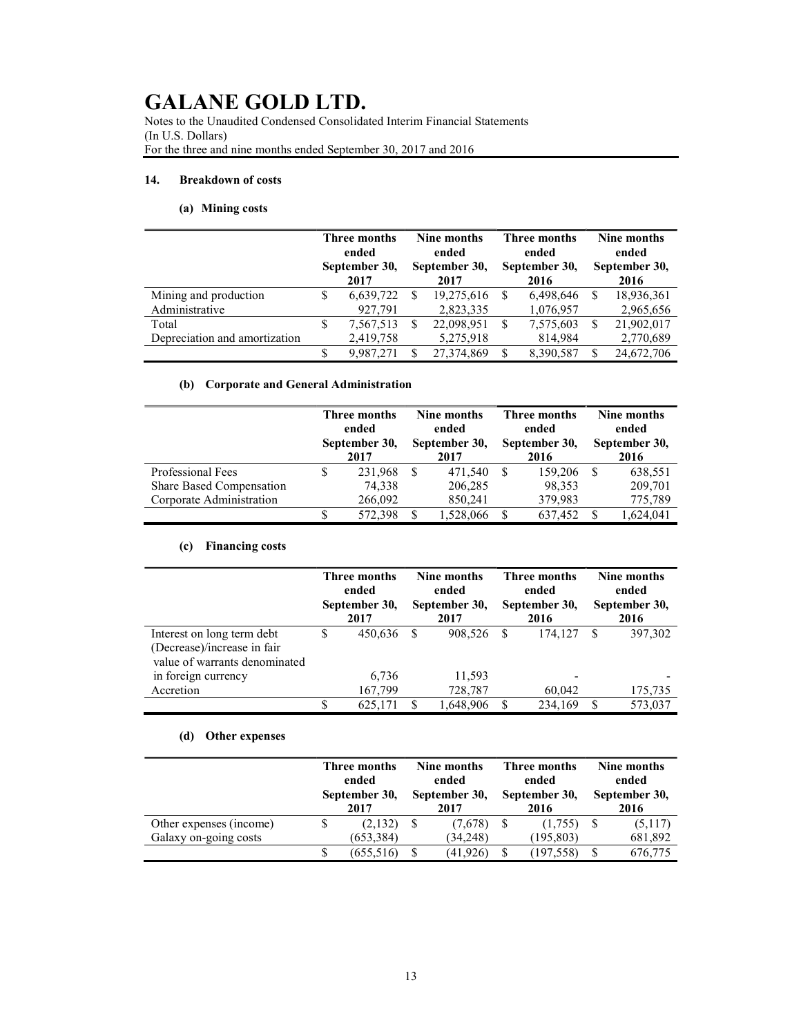# GALANE GOLD LTD.

Notes to the Unaudited Condensed Consolidated Interim Financial Statements
(In U.S. Dollars)
For the three and nine months ended September 30, 2017 and 2016

## 14. Breakdown of costs

### (a) Mining costs

| | Three months ended September 30, 2017 | Nine months ended September 30, 2017 | Three months ended September 30, 2016 | Nine months ended September 30, 2016 |
|---|---|---|---|---|
| Mining and production | $ 6,639,722 | $ 19,275,616 | $ 6,498,646 | $ 18,936,361 |
| Administrative | 927,791 | 2,823,335 | 1,076,957 | 2,965,656 |
| Total | $ 7,567,513 | $ 22,098,951 | $ 7,575,603 | $ 21,902,017 |
| Depreciation and amortization | 2,419,758 | 5,275,918 | 814,984 | 2,770,689 |
| | $ 9,987,271 | $ 27,374,869 | $ 8,390,587 | $ 24,672,706 |

### (b) Corporate and General Administration

| | Three months ended September 30, 2017 | Nine months ended September 30, 2017 | Three months ended September 30, 2016 | Nine months ended September 30, 2016 |
|---|---|---|---|---|
| Professional Fees | $ 231,968 | $ 471,540 | $ 159,206 | $ 638,551 |
| Share Based Compensation | 74,338 | 206,285 | 98,353 | 209,701 |
| Corporate Administration | 266,092 | 850,241 | 379,983 | 775,789 |
| | $ 572,398 | $ 1,528,066 | $ 637,452 | $ 1,624,041 |

### (c) Financing costs

| | Three months ended September 30, 2017 | Nine months ended September 30, 2017 | Three months ended September 30, 2016 | Nine months ended September 30, 2016 |
|---|---|---|---|---|
| Interest on long term debt | $ 450,636 | $ 908,526 | $ 174,127 | $ 397,302 |
| (Decrease)/increase in fair value of warrants denominated in foreign currency | 6,736 | 11,593 | - | - |
| Accretion | 167,799 | 728,787 | 60,042 | 175,735 |
| | $ 625,171 | $ 1,648,906 | $ 234,169 | $ 573,037 |

### (d) Other expenses

| | Three months ended September 30, 2017 | Nine months ended September 30, 2017 | Three months ended September 30, 2016 | Nine months ended September 30, 2016 |
|---|---|---|---|---|
| Other expenses (income) | $ (2,132) | $ (7,678) | $ (1,755) | $ (5,117) |
| Galaxy on-going costs | (653,384) | (34,248) | (195,803) | 681,892 |
| | $ (655,516) | $ (41,926) | $ (197,558) | $ 676,775 |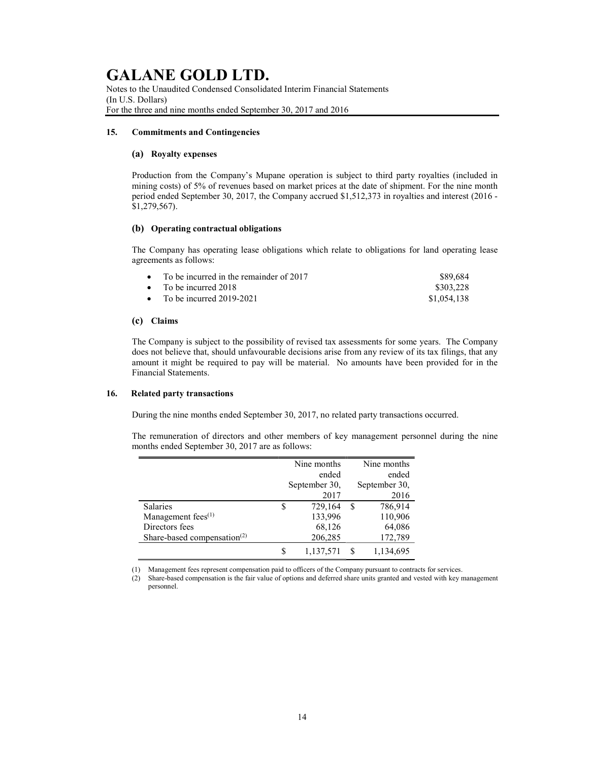## 15. Commitments and Contingencies

### (a) Royalty expenses

Production from the Company's Mupane operation is subject to third party royalties (included in mining costs) of 5% of revenues based on market prices at the date of shipment. For the nine month period ended September 30, 2017, the Company accrued $1,512,373 in royalties and interest (2016 - $1,279,567).

### (b) Operating contractual obligations

The Company has operating lease obligations which relate to obligations for land operating lease agreements as follows:

- To be incurred in the remainder of 2017 $89,684
- To be incurred 2018 $303,228
- To be incurred 2019-2021 $1,054,138

### (c) Claims

The Company is subject to the possibility of revised tax assessments for some years. The Company does not believe that, should unfavourable decisions arise from any review of its tax filings, that any amount it might be required to pay will be material. No amounts have been provided for in the Financial Statements.

## 16. Related party transactions

During the nine months ended September 30, 2017, no related party transactions occurred.

The remuneration of directors and other members of key management personnel during the nine months ended September 30, 2017 are as follows:

| | Nine months ended September 30, 2017 | Nine months ended September 30, 2016 |
|---|---|---|
| Salaries | $ 729,164 | $ 786,914 |
| Management fees[(1)] | 133,996 | 110,906 |
| Directors fees | 68,126 | 64,086 |
| Share-based compensation[(2)] | 206,285 | 172,789 |
| | $ 1,137,571 | $ 1,134,695 |

(1) Management fees represent compensation paid to officers of the Company pursuant to contracts for services.

(2) Share-based compensation is the fair value of options and deferred share units granted and vested with key management personnel.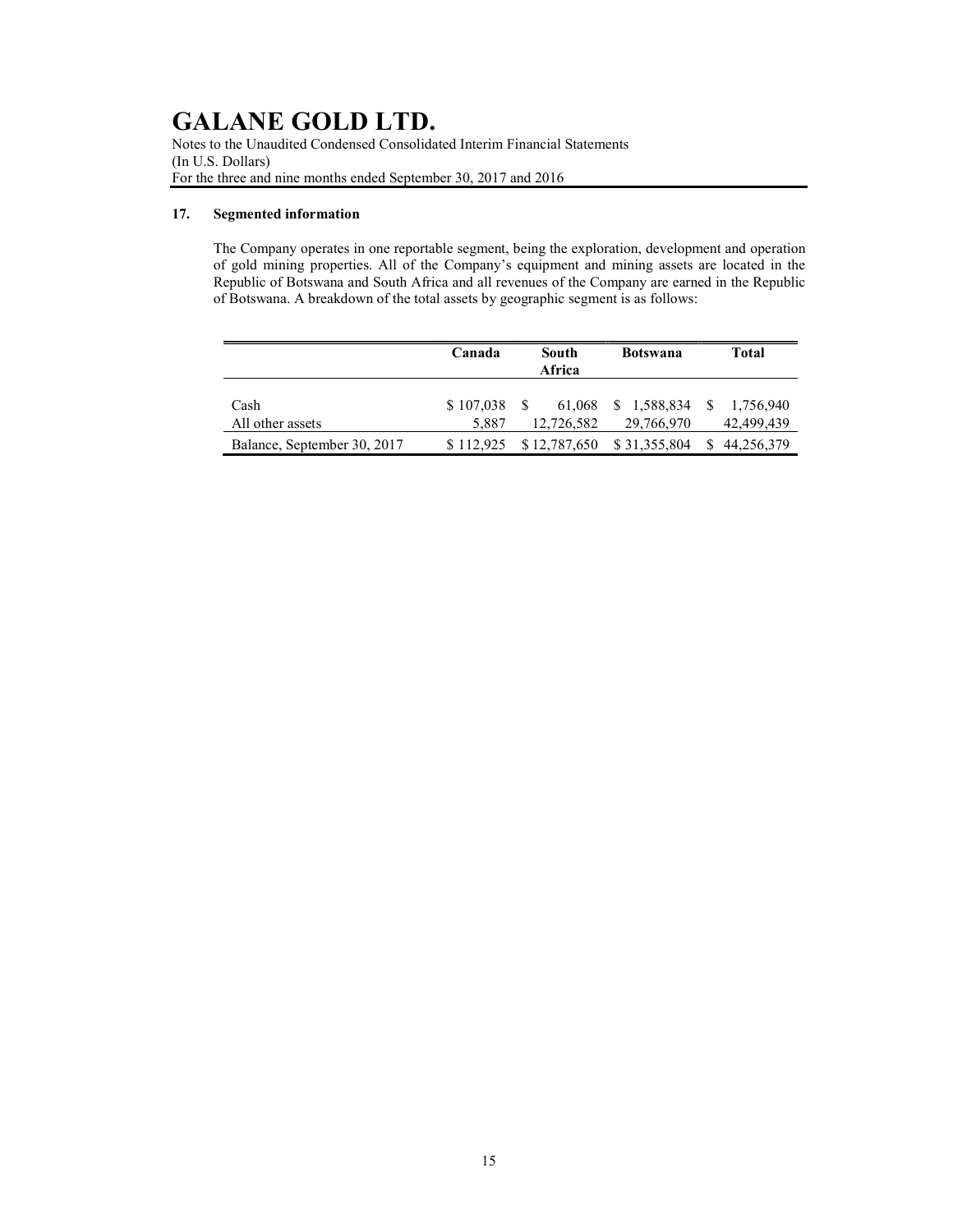# GALANE GOLD LTD.

Notes to the Unaudited Condensed Consolidated Interim Financial Statements
(In U.S. Dollars)
For the three and nine months ended September 30, 2017 and 2016

## 17. Segmented information

The Company operates in one reportable segment, being the exploration, development and operation of gold mining properties. All of the Company's equipment and mining assets are located in the Republic of Botswana and South Africa and all revenues of the Company are earned in the Republic of Botswana. A breakdown of the total assets by geographic segment is as follows:

| | Canada | South Africa | Botswana | Total |
|---|---|---|---|---|
| Cash | $ 107,038 | $ 61,068 | $ 1,588,834 | $ 1,756,940 |
| All other assets | 5,887 | 12,726,582 | 29,766,970 | 42,499,439 |
| Balance, September 30, 2017 | $ 112,925 | $ 12,787,650 | $ 31,355,804 | $ 44,256,379 |